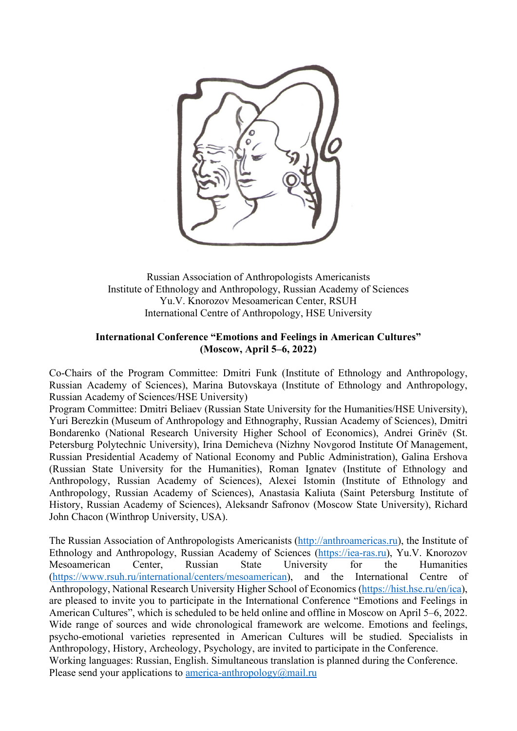Russian Association of Anthropologists Americanists
Institute of Ethnology and Anthropology, Russian Academy of Sciences
Yu.V. Knorozov Mesoamerican Center, RSUH
International Centre of Anthropology, HSE University

**International Conference "Emotions and Feelings in American Cultures"**
**(Moscow, April 5–6, 2022)**

Co-Chairs of the Program Committee: Dmitri Funk (Institute of Ethnology and Anthropology, Russian Academy of Sciences), Marina Butovskaya (Institute of Ethnology and Anthropology, Russian Academy of Sciences/HSE University)
Program Committee: Dmitri Beliaev (Russian State University for the Humanities/HSE University), Yuri Berezkin (Museum of Anthropology and Ethnography, Russian Academy of Sciences), Dmitri Bondarenko (National Research University Higher School of Economics), Andrei Grinëv (St. Petersburg Polytechnic University), Irina Demicheva (Nizhny Novgorod Institute Of Management, Russian Presidential Academy of National Economy and Public Administration), Galina Ershova (Russian State University for the Humanities), Roman Ignatev (Institute of Ethnology and Anthropology, Russian Academy of Sciences), Alexei Istomin (Institute of Ethnology and Anthropology, Russian Academy of Sciences), Anastasia Kaliuta (Saint Petersburg Institute of History, Russian Academy of Sciences), Aleksandr Safronov (Moscow State University), Richard John Chacon (Winthrop University, USA).

The Russian Association of Anthropologists Americanists (http://anthroamericas.ru), the Institute of Ethnology and Anthropology, Russian Academy of Sciences (https://iea-ras.ru), Yu.V. Knorozov Mesoamerican Center, Russian State University for the Humanities (https://www.rsuh.ru/international/centers/mesoamerican), and the International Centre of Anthropology, National Research University Higher School of Economics (https://hist.hse.ru/en/ica), are pleased to invite you to participate in the International Conference "Emotions and Feelings in American Cultures", which is scheduled to be held online and offline in Moscow on April 5–6, 2022. Wide range of sources and wide chronological framework are welcome. Emotions and feelings, psycho-emotional varieties represented in American Cultures will be studied. Specialists in Anthropology, History, Archeology, Psychology, are invited to participate in the Conference.
Working languages: Russian, English. Simultaneous translation is planned during the Conference.
Please send your applications to america-anthropology@mail.ru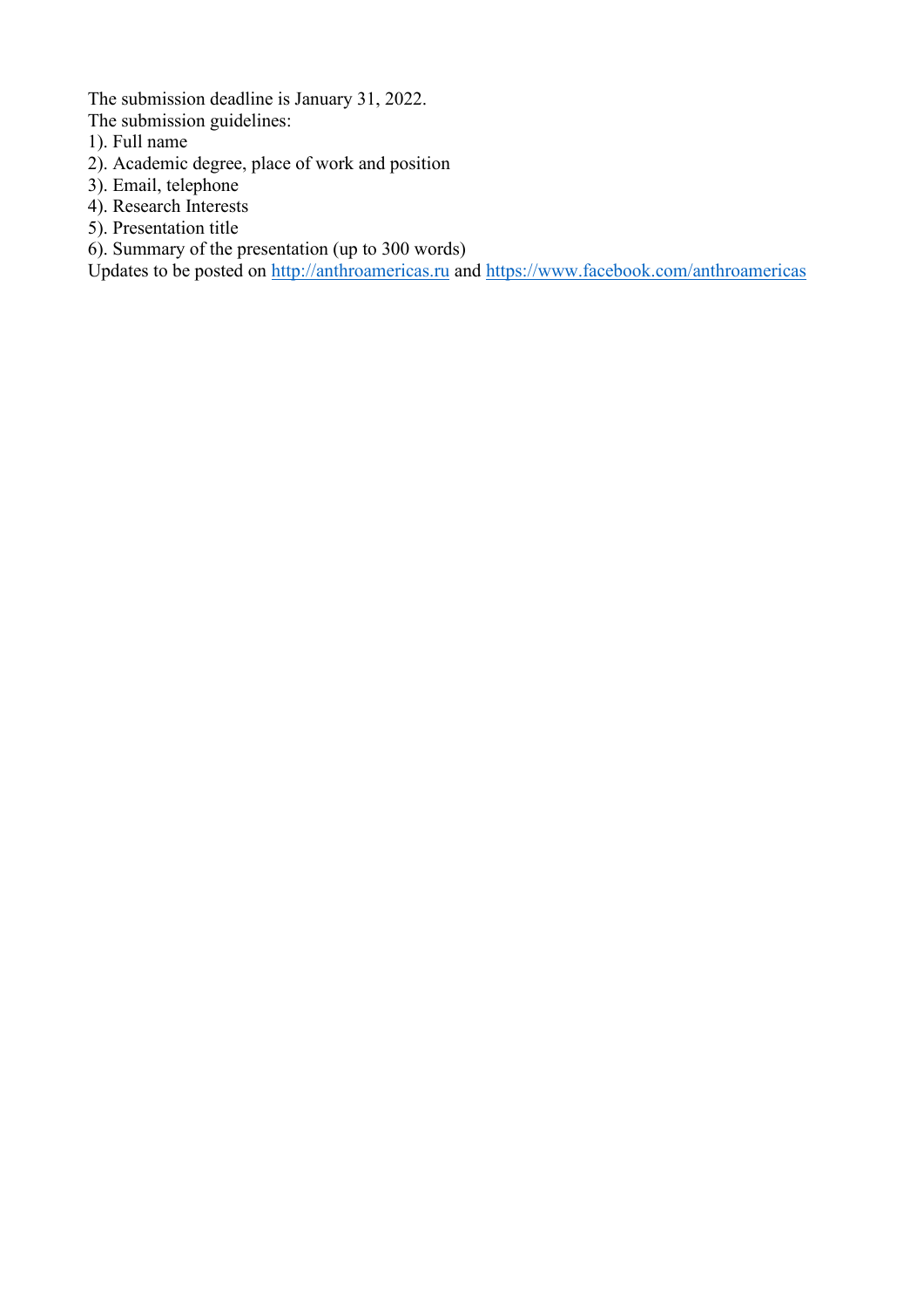The submission deadline is January 31, 2022.

The submission guidelines:

1). Full name

2). Academic degree, place of work and position

3). Email, telephone

4). Research Interests

5). Presentation title

6). Summary of the presentation (up to 300 words)

Updates to be posted on http://anthroamericas.ru and https://www.facebook.com/anthroamericas